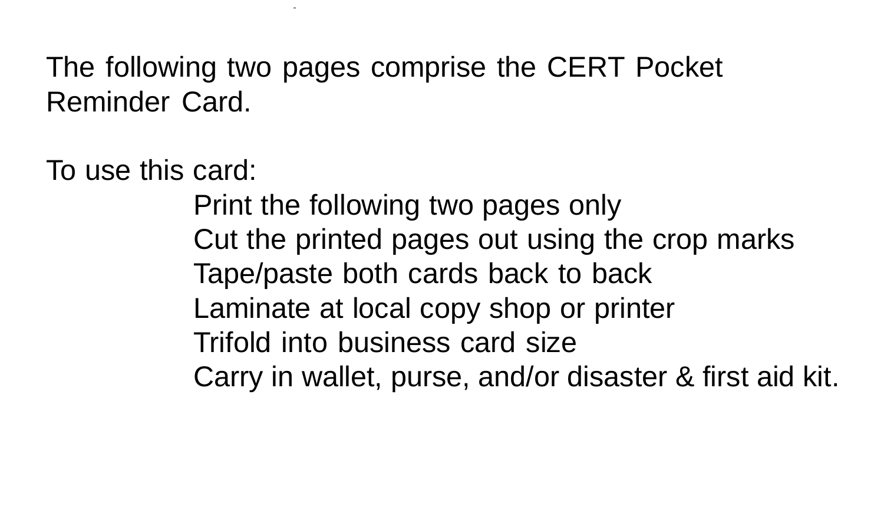The following two pages comprise the CERT Pocket Reminder Card.

To use this card:

- Print the following two pages only
- Cut the printed pages out using the crop marks
- Tape/paste both cards back to back
- Laminate at local copy shop or printer
- Trifold into business card size
- Carry in wallet, purse, and/or disaster & first aid kit.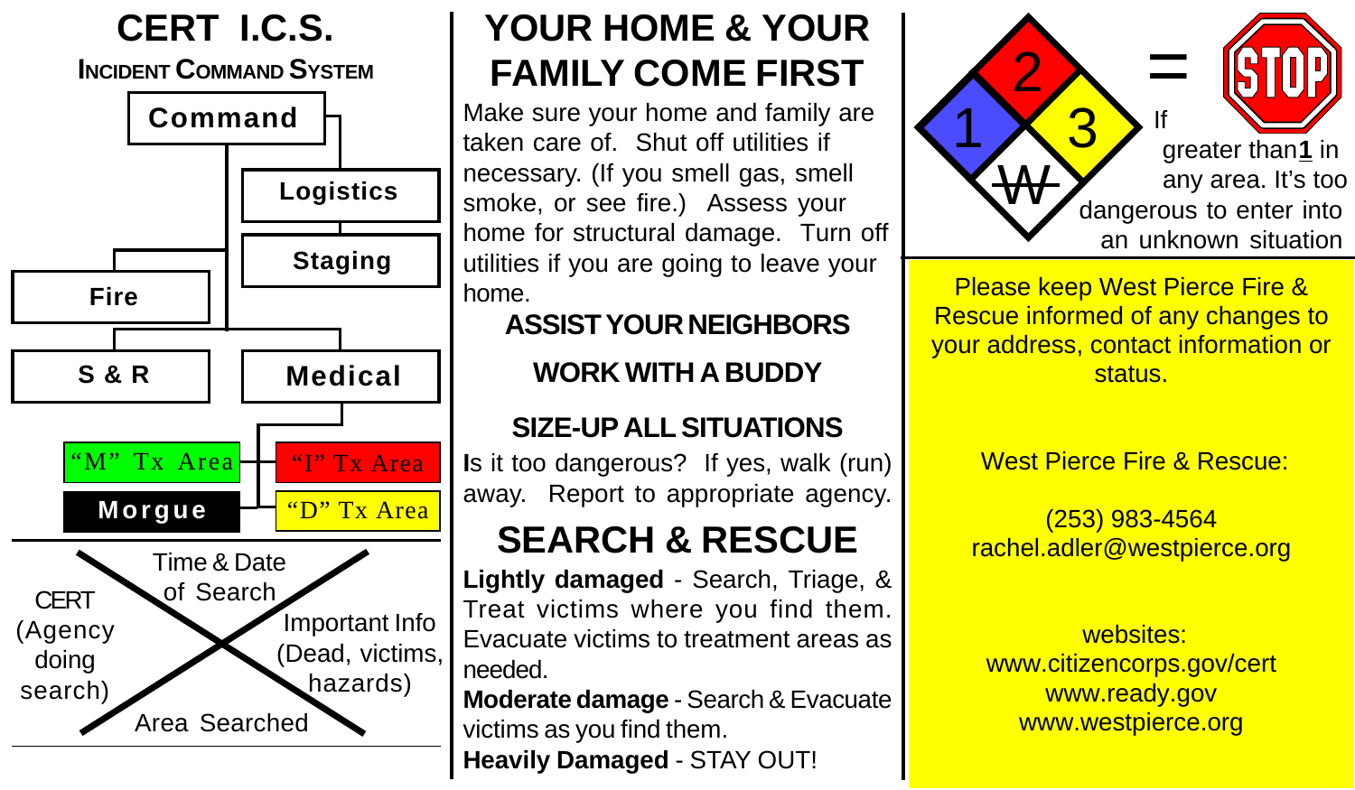# CERT I.C.S.

## Incident Command System

- Command
  - Logistics
  - Staging
  - Fire
  - S & R
  - Medical
    - "M" Tx Area
    - "I" Tx Area
    - "D" Tx Area
    - Morgue

Search marking (X):

- Top: Time & Date of Search
- Left: CERT (Agency doing search)
- Right: Important Info (Dead, victims, hazards)
- Bottom: Area Searched

# YOUR HOME & YOUR FAMILY COME FIRST

Make sure your home and family are taken care of. Shut off utilities if necessary. (If you smell gas, smell smoke, or see fire.) Assess your home for structural damage. Turn off utilities if you are going to leave your home.

### ASSIST YOUR NEIGHBORS

### WORK WITH A BUDDY

### SIZE-UP ALL SITUATIONS

Is it too dangerous? If yes, walk (run) away. Report to appropriate agency.

## SEARCH & RESCUE

**Lightly damaged** - Search, Triage, & Treat victims where you find them. Evacuate victims to treatment areas as needed.

**Moderate damage** - Search & Evacuate victims as you find them.

**Heavily Damaged** - STAY OUT!

1 2 3 W = STOP

If greater than **1** in any area. It's too dangerous to enter into an unknown situation

Please keep West Pierce Fire & Rescue informed of any changes to your address, contact information or status.

West Pierce Fire & Rescue:

(253) 983-4564
rachel.adler@westpierce.org

websites:
www.citizencorps.gov/cert
www.ready.gov
www.westpierce.org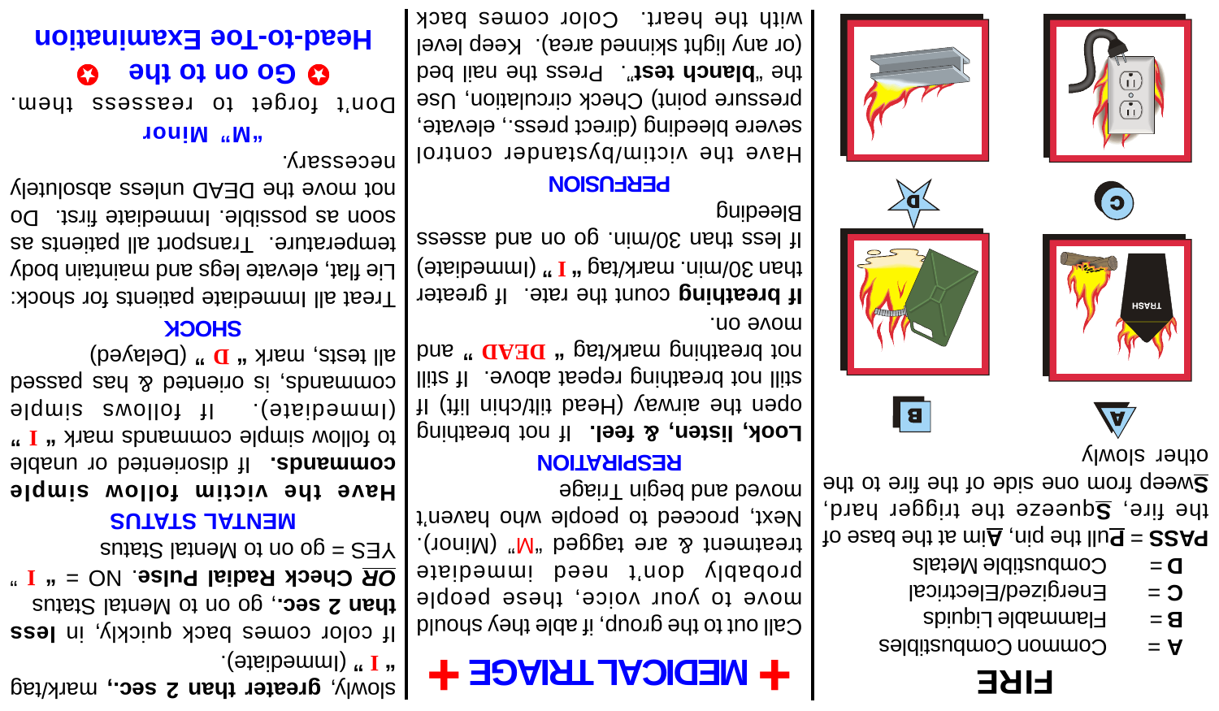# FIRE

**A** = Common Combustibles
**B** = Flammable Liquids
**C** = Energized/Electrical
**D** = Combustible Metals

**PASS** = **P**ull the pin, **A**im at the base of the fire, **S**queeze the trigger hard, **S**weep from one side of the fire to the other slowly

# ✚ MEDICAL TRIAGE ✚

Call out to the group, if able they should move to your voice, these people probably don't need immediate treatment & are tagged "M" (Minor). Next, proceed to people who haven't moved and begin Triage

## RESPIRATION

**Look, listen, & feel.** If not breathing open the airway (Head tilt/chin lift) If still not breathing repeat above. If still not breathing mark/tag "**DEAD**" and move on.

**If breathing** count the rate. If greater than 30/min. mark/tag "**I**" (Immediate) If less than 30/min. go on and assess Bleeding

## PERFUSION

Have the victim/bystander control severe bleeding (direct press., elevate, pressure point) Check circulation, Use the "**blanch test**". Press the nail bed (or any light skinned area). Keep level with the heart. Color comes back slowly, **greater than 2 sec.**, mark/tag "**I**" (Immediate). If color comes back quickly, in **less than 2 sec.**, go on to Mental Status

***OR* Check Radial Pulse.** NO = "**I**"
YES = go on to Mental Status

## MENTAL STATUS

**Have the victim follow simple commands.** If disoriented or unable to follow simple commands mark "**I**" (Immediate). If follows simple commands, is oriented & has passed all tests, mark "**D**" (Delayed)

## SHOCK

Treat all immediate patients for shock: Lie flat, elevate legs and maintain body temperature. Transport all patients as soon as possible. Immediate first. Do not move the DEAD unless absolutely necessary.

## "M" Minor

Don't forget to reassess them.

## ✪ Go on to the ✪ Head-to-Toe Examination